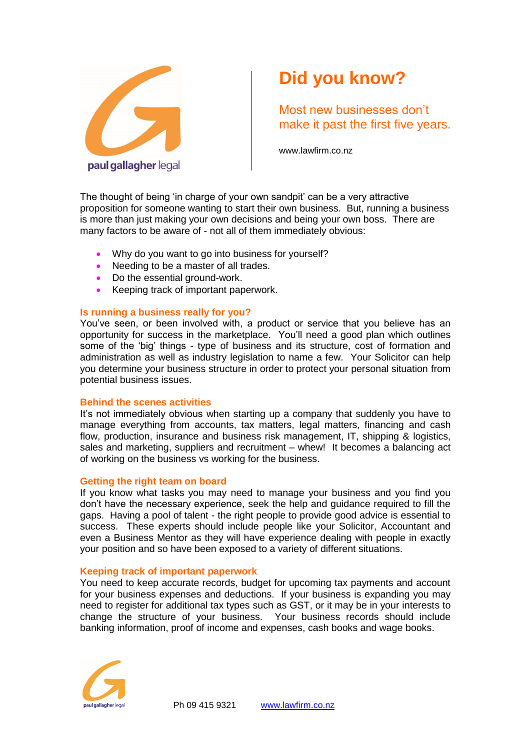paul gallagher legal

# Did you know?

Most new businesses don't make it past the first five years.

www.lawfirm.co.nz

The thought of being 'in charge of your own sandpit' can be a very attractive proposition for someone wanting to start their own business. But, running a business is more than just making your own decisions and being your own boss. There are many factors to be aware of - not all of them immediately obvious:

- Why do you want to go into business for yourself?
- Needing to be a master of all trades.
- Do the essential ground-work.
- Keeping track of important paperwork.

### Is running a business really for you?

You've seen, or been involved with, a product or service that you believe has an opportunity for success in the marketplace. You'll need a good plan which outlines some of the 'big' things - type of business and its structure, cost of formation and administration as well as industry legislation to name a few. Your Solicitor can help you determine your business structure in order to protect your personal situation from potential business issues.

### Behind the scenes activities

It's not immediately obvious when starting up a company that suddenly you have to manage everything from accounts, tax matters, legal matters, financing and cash flow, production, insurance and business risk management, IT, shipping & logistics, sales and marketing, suppliers and recruitment – whew! It becomes a balancing act of working on the business vs working for the business.

### Getting the right team on board

If you know what tasks you may need to manage your business and you find you don't have the necessary experience, seek the help and guidance required to fill the gaps. Having a pool of talent - the right people to provide good advice is essential to success. These experts should include people like your Solicitor, Accountant and even a Business Mentor as they will have experience dealing with people in exactly your position and so have been exposed to a variety of different situations.

### Keeping track of important paperwork

You need to keep accurate records, budget for upcoming tax payments and account for your business expenses and deductions. If your business is expanding you may need to register for additional tax types such as GST, or it may be in your interests to change the structure of your business. Your business records should include banking information, proof of income and expenses, cash books and wage books.

paul gallagher legal

Ph 09 415 9321 www.lawfirm.co.nz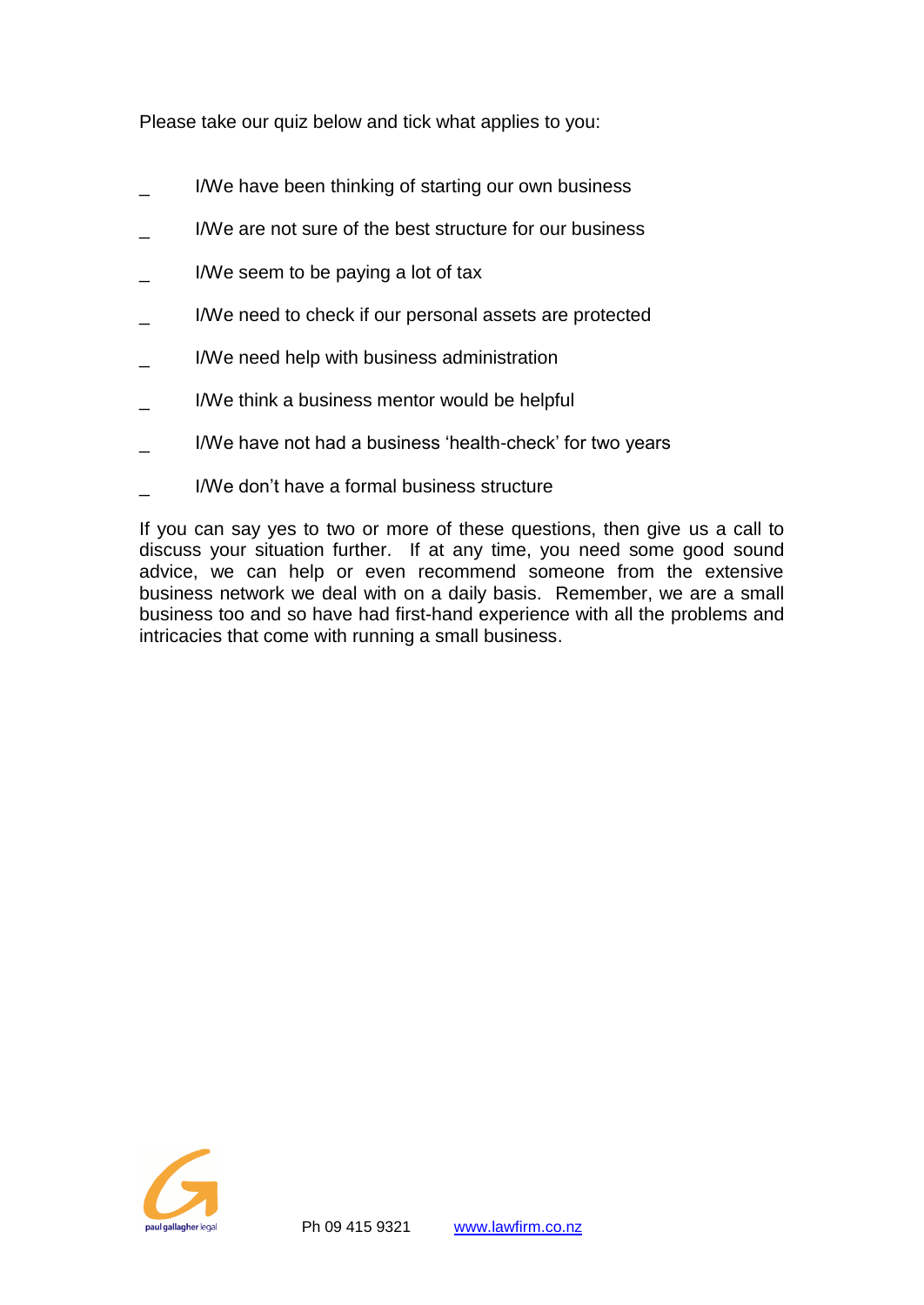Please take our quiz below and tick what applies to you:

_ I/We have been thinking of starting our own business

_ I/We are not sure of the best structure for our business

_ I/We seem to be paying a lot of tax

_ I/We need to check if our personal assets are protected

_ I/We need help with business administration

_ I/We think a business mentor would be helpful

_ I/We have not had a business 'health-check' for two years

_ I/We don't have a formal business structure

If you can say yes to two or more of these questions, then give us a call to discuss your situation further. If at any time, you need some good sound advice, we can help or even recommend someone from the extensive business network we deal with on a daily basis. Remember, we are a small business too and so have had first-hand experience with all the problems and intricacies that come with running a small business.